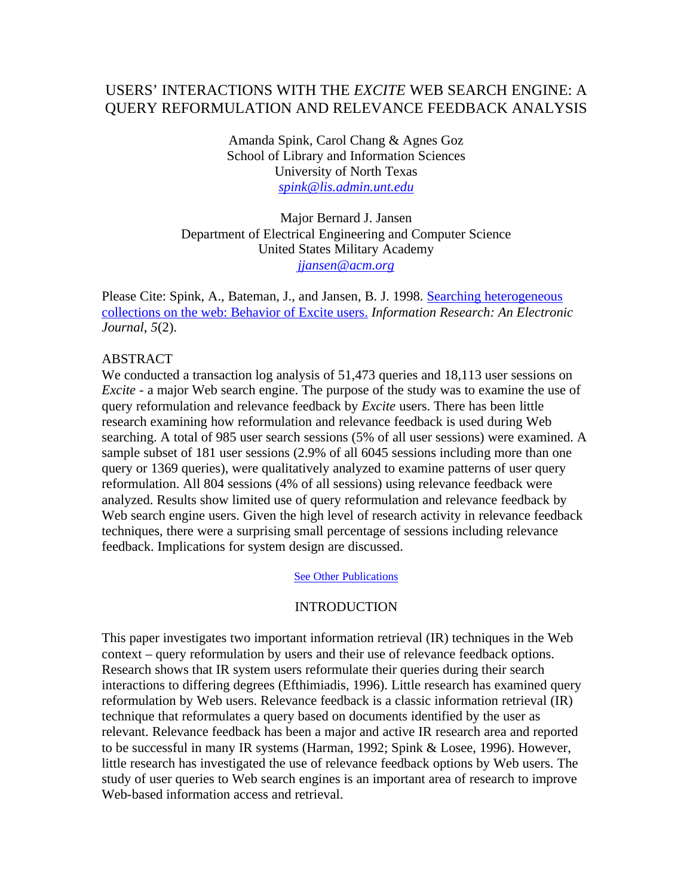# USERS' INTERACTIONS WITH THE *EXCITE* WEB SEARCH ENGINE: A QUERY REFORMULATION AND RELEVANCE FEEDBACK ANALYSIS

Amanda Spink, Carol Chang & Agnes Goz
School of Library and Information Sciences
University of North Texas
spink@lis.admin.unt.edu

Major Bernard J. Jansen
Department of Electrical Engineering and Computer Science
United States Military Academy
jjansen@acm.org

Please Cite: Spink, A., Bateman, J., and Jansen, B. J. 1998. Searching heterogeneous collections on the web: Behavior of Excite users. *Information Research: An Electronic Journal*, *5*(2).

ABSTRACT

We conducted a transaction log analysis of 51,473 queries and 18,113 user sessions on *Excite* - a major Web search engine. The purpose of the study was to examine the use of query reformulation and relevance feedback by *Excite* users. There has been little research examining how reformulation and relevance feedback is used during Web searching. A total of 985 user search sessions (5% of all user sessions) were examined. A sample subset of 181 user sessions (2.9% of all 6045 sessions including more than one query or 1369 queries), were qualitatively analyzed to examine patterns of user query reformulation. All 804 sessions (4% of all sessions) using relevance feedback were analyzed. Results show limited use of query reformulation and relevance feedback by Web search engine users. Given the high level of research activity in relevance feedback techniques, there were a surprising small percentage of sessions including relevance feedback. Implications for system design are discussed.

See Other Publications

## INTRODUCTION

This paper investigates two important information retrieval (IR) techniques in the Web context – query reformulation by users and their use of relevance feedback options. Research shows that IR system users reformulate their queries during their search interactions to differing degrees (Efthimiadis, 1996). Little research has examined query reformulation by Web users. Relevance feedback is a classic information retrieval (IR) technique that reformulates a query based on documents identified by the user as relevant. Relevance feedback has been a major and active IR research area and reported to be successful in many IR systems (Harman, 1992; Spink & Losee, 1996). However, little research has investigated the use of relevance feedback options by Web users. The study of user queries to Web search engines is an important area of research to improve Web-based information access and retrieval.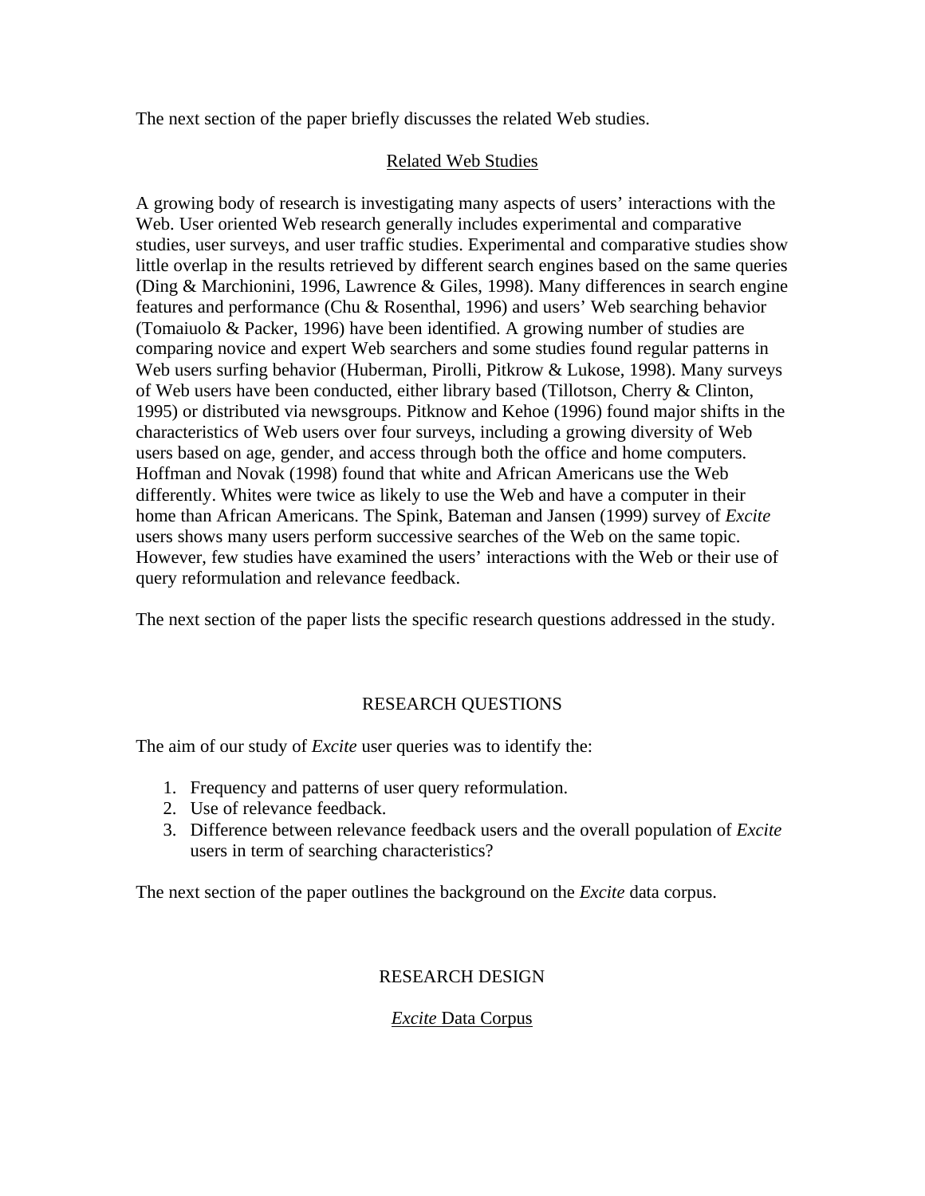The next section of the paper briefly discusses the related Web studies.

### Related Web Studies

A growing body of research is investigating many aspects of users' interactions with the Web. User oriented Web research generally includes experimental and comparative studies, user surveys, and user traffic studies. Experimental and comparative studies show little overlap in the results retrieved by different search engines based on the same queries (Ding & Marchionini, 1996, Lawrence & Giles, 1998). Many differences in search engine features and performance (Chu & Rosenthal, 1996) and users' Web searching behavior (Tomaiuolo & Packer, 1996) have been identified. A growing number of studies are comparing novice and expert Web searchers and some studies found regular patterns in Web users surfing behavior (Huberman, Pirolli, Pitkrow & Lukose, 1998). Many surveys of Web users have been conducted, either library based (Tillotson, Cherry & Clinton, 1995) or distributed via newsgroups. Pitknow and Kehoe (1996) found major shifts in the characteristics of Web users over four surveys, including a growing diversity of Web users based on age, gender, and access through both the office and home computers. Hoffman and Novak (1998) found that white and African Americans use the Web differently. Whites were twice as likely to use the Web and have a computer in their home than African Americans. The Spink, Bateman and Jansen (1999) survey of *Excite* users shows many users perform successive searches of the Web on the same topic. However, few studies have examined the users' interactions with the Web or their use of query reformulation and relevance feedback.

The next section of the paper lists the specific research questions addressed in the study.

## RESEARCH QUESTIONS

The aim of our study of *Excite* user queries was to identify the:

1. Frequency and patterns of user query reformulation.
2. Use of relevance feedback.
3. Difference between relevance feedback users and the overall population of *Excite* users in term of searching characteristics?

The next section of the paper outlines the background on the *Excite* data corpus.

## RESEARCH DESIGN

### *Excite* Data Corpus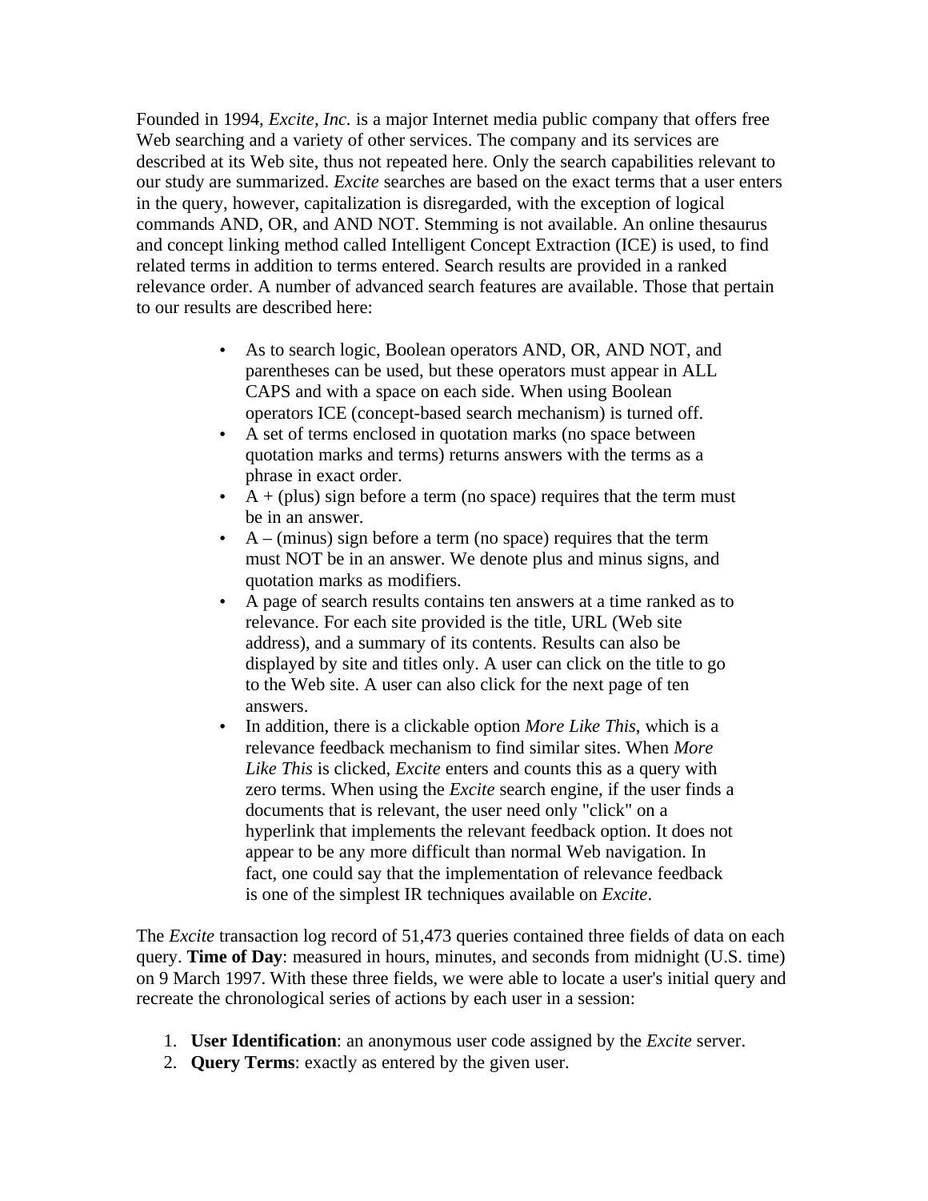Founded in 1994, *Excite, Inc.* is a major Internet media public company that offers free Web searching and a variety of other services. The company and its services are described at its Web site, thus not repeated here. Only the search capabilities relevant to our study are summarized. *Excite* searches are based on the exact terms that a user enters in the query, however, capitalization is disregarded, with the exception of logical commands AND, OR, and AND NOT. Stemming is not available. An online thesaurus and concept linking method called Intelligent Concept Extraction (ICE) is used, to find related terms in addition to terms entered. Search results are provided in a ranked relevance order. A number of advanced search features are available. Those that pertain to our results are described here:

- As to search logic, Boolean operators AND, OR, AND NOT, and parentheses can be used, but these operators must appear in ALL CAPS and with a space on each side. When using Boolean operators ICE (concept-based search mechanism) is turned off.
- A set of terms enclosed in quotation marks (no space between quotation marks and terms) returns answers with the terms as a phrase in exact order.
- A + (plus) sign before a term (no space) requires that the term must be in an answer.
- A – (minus) sign before a term (no space) requires that the term must NOT be in an answer. We denote plus and minus signs, and quotation marks as modifiers.
- A page of search results contains ten answers at a time ranked as to relevance. For each site provided is the title, URL (Web site address), and a summary of its contents. Results can also be displayed by site and titles only. A user can click on the title to go to the Web site. A user can also click for the next page of ten answers.
- In addition, there is a clickable option *More Like This*, which is a relevance feedback mechanism to find similar sites. When *More Like This* is clicked, *Excite* enters and counts this as a query with zero terms. When using the *Excite* search engine, if the user finds a documents that is relevant, the user need only "click" on a hyperlink that implements the relevant feedback option. It does not appear to be any more difficult than normal Web navigation. In fact, one could say that the implementation of relevance feedback is one of the simplest IR techniques available on *Excite*.

The *Excite* transaction log record of 51,473 queries contained three fields of data on each query. **Time of Day**: measured in hours, minutes, and seconds from midnight (U.S. time) on 9 March 1997. With these three fields, we were able to locate a user's initial query and recreate the chronological series of actions by each user in a session:

1. **User Identification**: an anonymous user code assigned by the *Excite* server.
2. **Query Terms**: exactly as entered by the given user.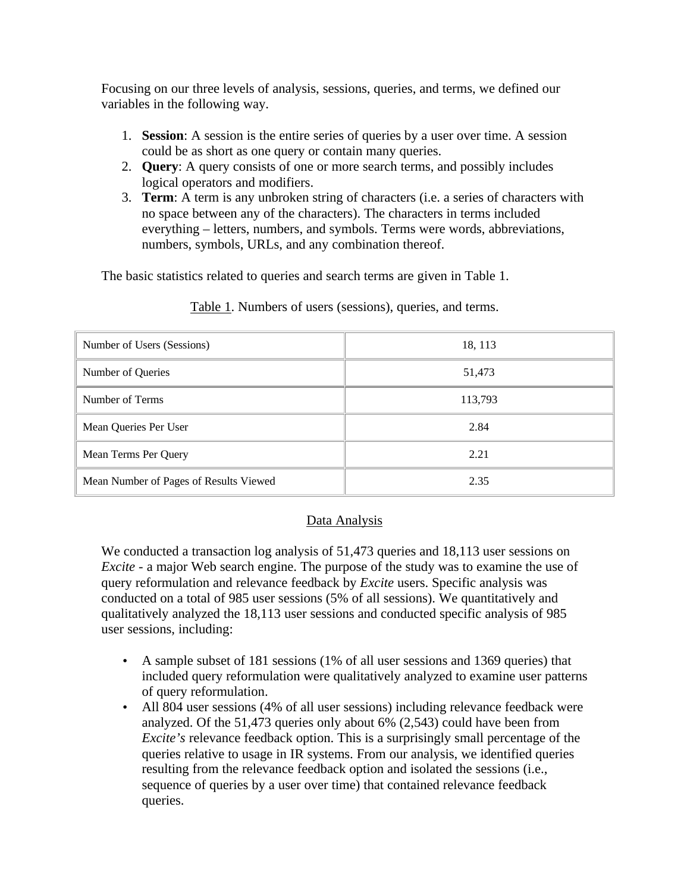Focusing on our three levels of analysis, sessions, queries, and terms, we defined our variables in the following way.

1. **Session**: A session is the entire series of queries by a user over time. A session could be as short as one query or contain many queries.
2. **Query**: A query consists of one or more search terms, and possibly includes logical operators and modifiers.
3. **Term**: A term is any unbroken string of characters (i.e. a series of characters with no space between any of the characters). The characters in terms included everything – letters, numbers, and symbols. Terms were words, abbreviations, numbers, symbols, URLs, and any combination thereof.

The basic statistics related to queries and search terms are given in Table 1.

Table 1. Numbers of users (sessions), queries, and terms.

| | |
|---|---|
| Number of Users (Sessions) | 18, 113 |
| Number of Queries | 51,473 |
| Number of Terms | 113,793 |
| Mean Queries Per User | 2.84 |
| Mean Terms Per Query | 2.21 |
| Mean Number of Pages of Results Viewed | 2.35 |

## Data Analysis

We conducted a transaction log analysis of 51,473 queries and 18,113 user sessions on *Excite* - a major Web search engine. The purpose of the study was to examine the use of query reformulation and relevance feedback by *Excite* users. Specific analysis was conducted on a total of 985 user sessions (5% of all sessions). We quantitatively and qualitatively analyzed the 18,113 user sessions and conducted specific analysis of 985 user sessions, including:

- A sample subset of 181 sessions (1% of all user sessions and 1369 queries) that included query reformulation were qualitatively analyzed to examine user patterns of query reformulation.
- All 804 user sessions (4% of all user sessions) including relevance feedback were analyzed. Of the 51,473 queries only about 6% (2,543) could have been from *Excite's* relevance feedback option. This is a surprisingly small percentage of the queries relative to usage in IR systems. From our analysis, we identified queries resulting from the relevance feedback option and isolated the sessions (i.e., sequence of queries by a user over time) that contained relevance feedback queries.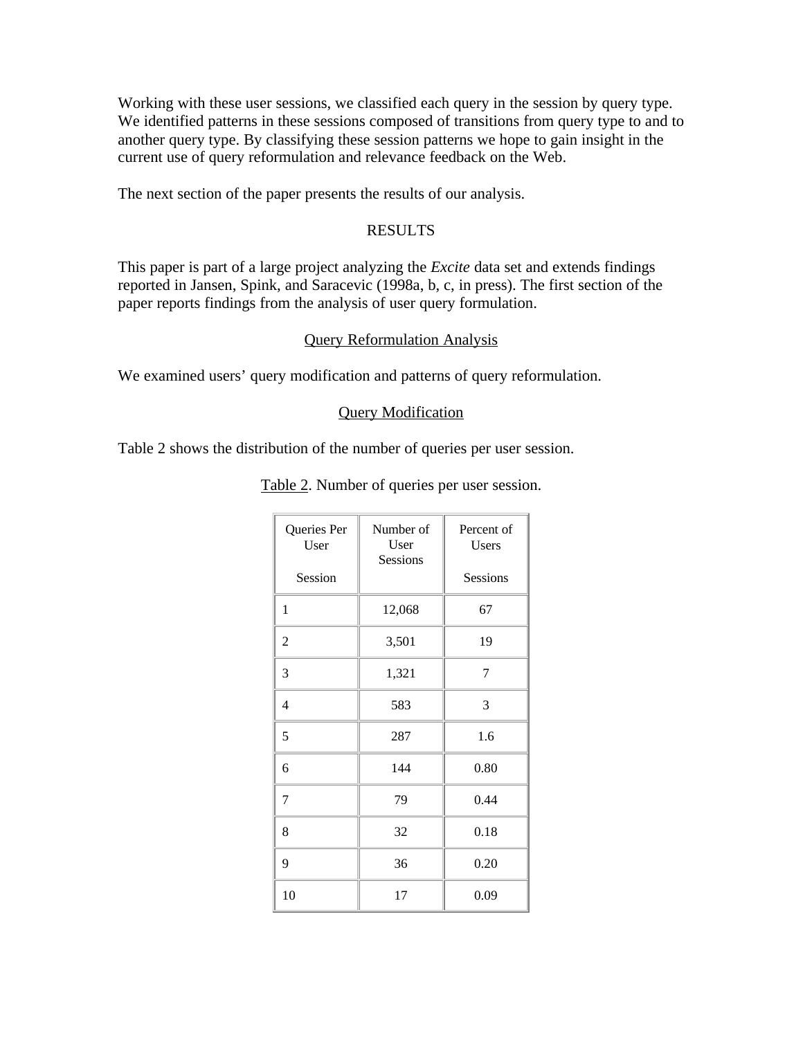Working with these user sessions, we classified each query in the session by query type. We identified patterns in these sessions composed of transitions from query type to and to another query type. By classifying these session patterns we hope to gain insight in the current use of query reformulation and relevance feedback on the Web.

The next section of the paper presents the results of our analysis.

## RESULTS

This paper is part of a large project analyzing the *Excite* data set and extends findings reported in Jansen, Spink, and Saracevic (1998a, b, c, in press). The first section of the paper reports findings from the analysis of user query formulation.

### Query Reformulation Analysis

We examined users' query modification and patterns of query reformulation.

### Query Modification

Table 2 shows the distribution of the number of queries per user session.

Table 2. Number of queries per user session.

| Queries Per User Session | Number of User Sessions | Percent of Users Sessions |
|---|---|---|
| 1 | 12,068 | 67 |
| 2 | 3,501 | 19 |
| 3 | 1,321 | 7 |
| 4 | 583 | 3 |
| 5 | 287 | 1.6 |
| 6 | 144 | 0.80 |
| 7 | 79 | 0.44 |
| 8 | 32 | 0.18 |
| 9 | 36 | 0.20 |
| 10 | 17 | 0.09 |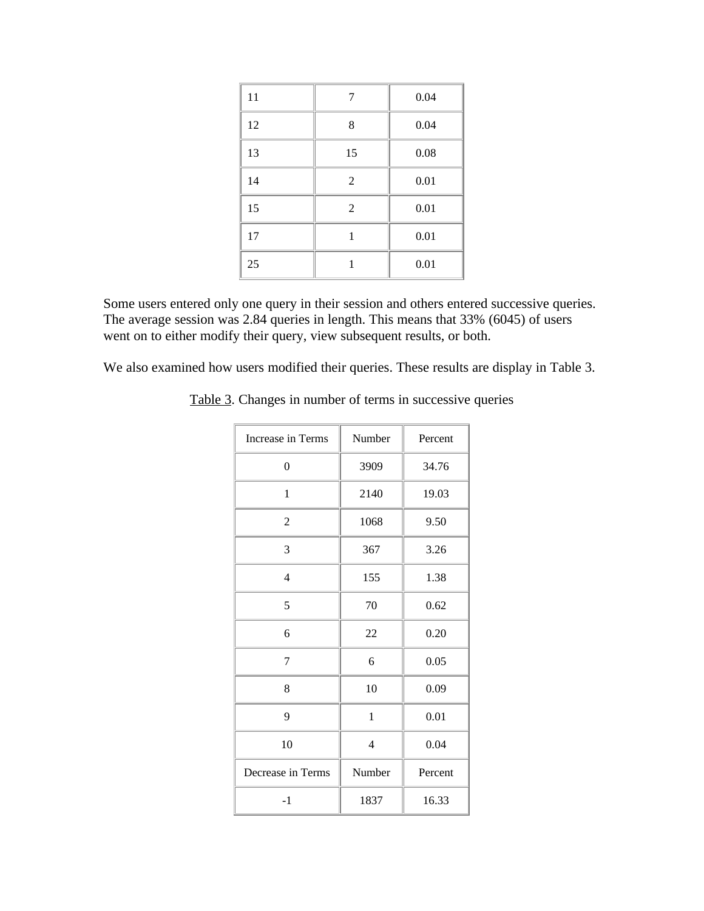| | | |
|---|---|---|
| 11 | 7 | 0.04 |
| 12 | 8 | 0.04 |
| 13 | 15 | 0.08 |
| 14 | 2 | 0.01 |
| 15 | 2 | 0.01 |
| 17 | 1 | 0.01 |
| 25 | 1 | 0.01 |

Some users entered only one query in their session and others entered successive queries. The average session was 2.84 queries in length. This means that 33% (6045) of users went on to either modify their query, view subsequent results, or both.

We also examined how users modified their queries. These results are display in Table 3.

Table 3. Changes in number of terms in successive queries

| Increase in Terms | Number | Percent |
|---|---|---|
| 0 | 3909 | 34.76 |
| 1 | 2140 | 19.03 |
| 2 | 1068 | 9.50 |
| 3 | 367 | 3.26 |
| 4 | 155 | 1.38 |
| 5 | 70 | 0.62 |
| 6 | 22 | 0.20 |
| 7 | 6 | 0.05 |
| 8 | 10 | 0.09 |
| 9 | 1 | 0.01 |
| 10 | 4 | 0.04 |
| Decrease in Terms | Number | Percent |
| -1 | 1837 | 16.33 |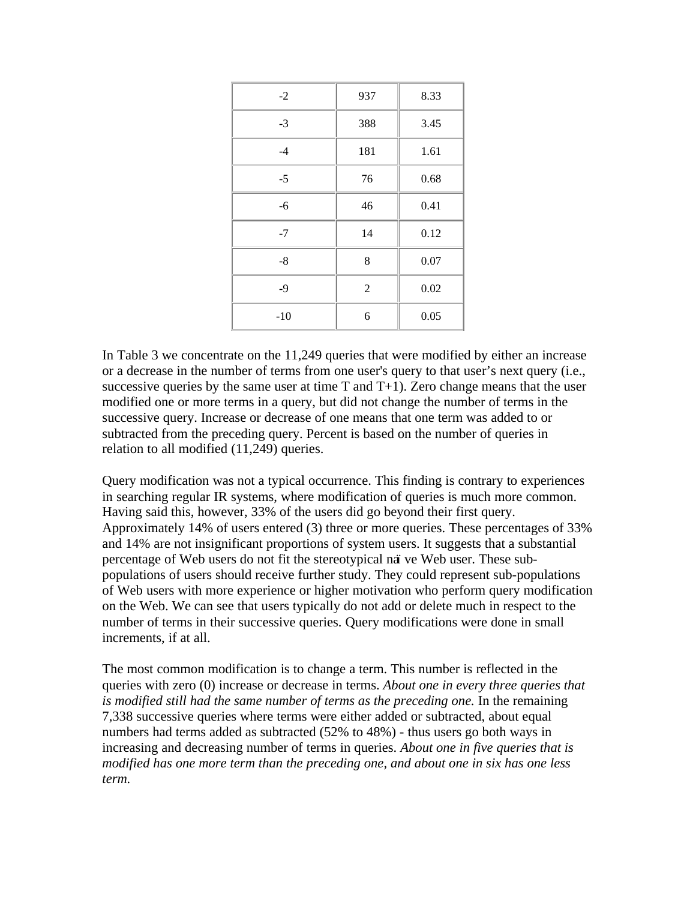| | | |
|---|---|---|
| -2 | 937 | 8.33 |
| -3 | 388 | 3.45 |
| -4 | 181 | 1.61 |
| -5 | 76 | 0.68 |
| -6 | 46 | 0.41 |
| -7 | 14 | 0.12 |
| -8 | 8 | 0.07 |
| -9 | 2 | 0.02 |
| -10 | 6 | 0.05 |

In Table 3 we concentrate on the 11,249 queries that were modified by either an increase or a decrease in the number of terms from one user's query to that user's next query (i.e., successive queries by the same user at time T and T+1). Zero change means that the user modified one or more terms in a query, but did not change the number of terms in the successive query. Increase or decrease of one means that one term was added to or subtracted from the preceding query. Percent is based on the number of queries in relation to all modified (11,249) queries.

Query modification was not a typical occurrence. This finding is contrary to experiences in searching regular IR systems, where modification of queries is much more common. Having said this, however, 33% of the users did go beyond their first query. Approximately 14% of users entered (3) three or more queries. These percentages of 33% and 14% are not insignificant proportions of system users. It suggests that a substantial percentage of Web users do not fit the stereotypical naï ve Web user. These sub-populations of users should receive further study. They could represent sub-populations of Web users with more experience or higher motivation who perform query modification on the Web. We can see that users typically do not add or delete much in respect to the number of terms in their successive queries. Query modifications were done in small increments, if at all.

The most common modification is to change a term. This number is reflected in the queries with zero (0) increase or decrease in terms. *About one in every three queries that is modified still had the same number of terms as the preceding one.* In the remaining 7,338 successive queries where terms were either added or subtracted, about equal numbers had terms added as subtracted (52% to 48%) - thus users go both ways in increasing and decreasing number of terms in queries. *About one in five queries that is modified has one more term than the preceding one, and about one in six has one less term.*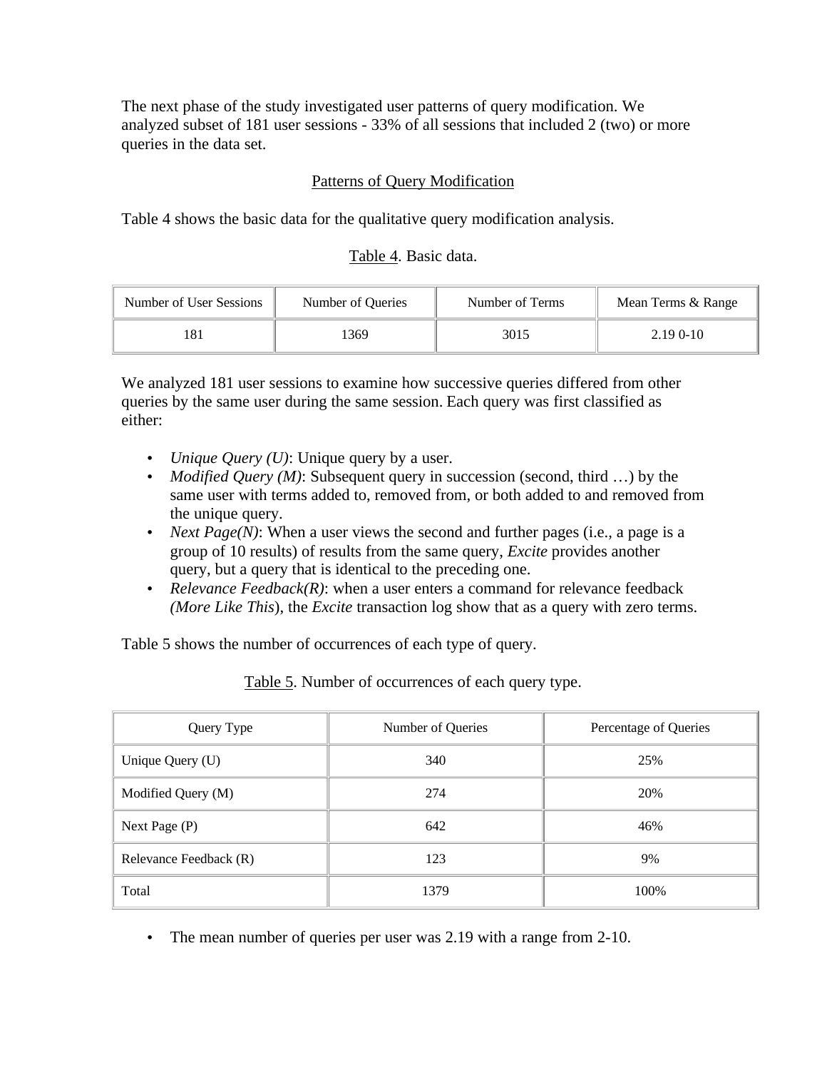The next phase of the study investigated user patterns of query modification. We analyzed subset of 181 user sessions - 33% of all sessions that included 2 (two) or more queries in the data set.

## Patterns of Query Modification

Table 4 shows the basic data for the qualitative query modification analysis.

Table 4. Basic data.

| Number of User Sessions | Number of Queries | Number of Terms | Mean Terms & Range |
|---|---|---|---|
| 181 | 1369 | 3015 | 2.19 0-10 |

We analyzed 181 user sessions to examine how successive queries differed from other queries by the same user during the same session. Each query was first classified as either:

- *Unique Query (U)*: Unique query by a user.
- *Modified Query (M)*: Subsequent query in succession (second, third …) by the same user with terms added to, removed from, or both added to and removed from the unique query.
- *Next Page(N)*: When a user views the second and further pages (i.e., a page is a group of 10 results) of results from the same query, *Excite* provides another query, but a query that is identical to the preceding one.
- *Relevance Feedback(R)*: when a user enters a command for relevance feedback *(More Like This*), the *Excite* transaction log show that as a query with zero terms.

Table 5 shows the number of occurrences of each type of query.

Table 5. Number of occurrences of each query type.

| Query Type | Number of Queries | Percentage of Queries |
|---|---|---|
| Unique Query (U) | 340 | 25% |
| Modified Query (M) | 274 | 20% |
| Next Page (P) | 642 | 46% |
| Relevance Feedback (R) | 123 | 9% |
| Total | 1379 | 100% |

- The mean number of queries per user was 2.19 with a range from 2-10.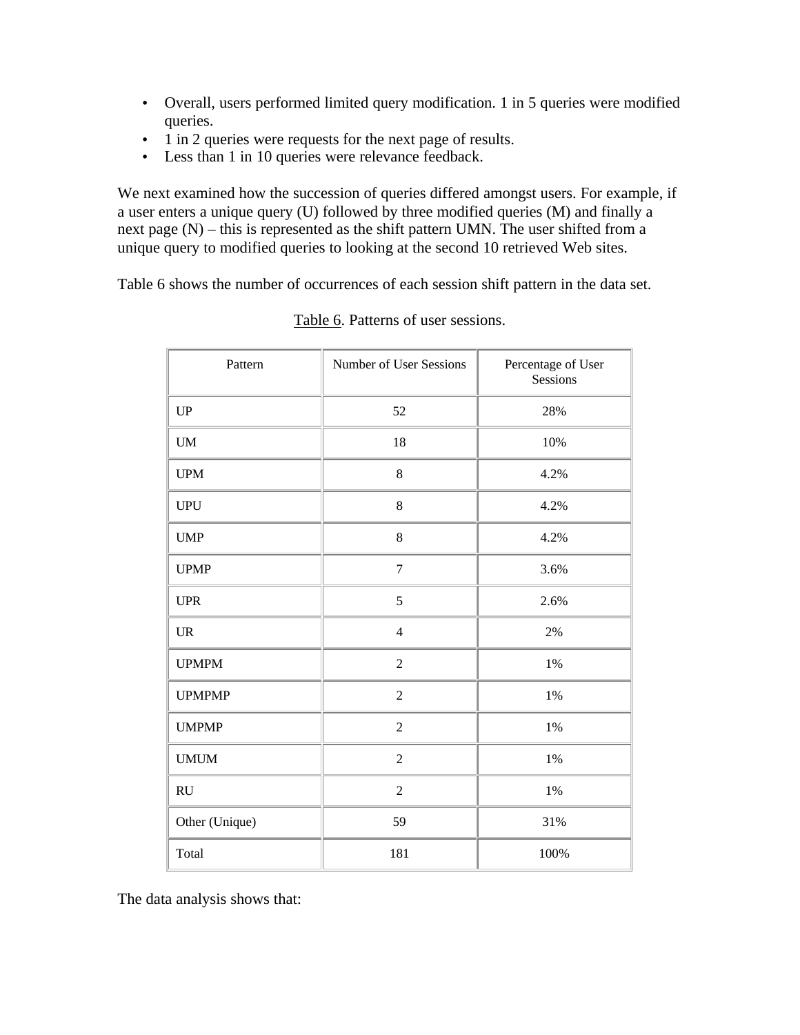- Overall, users performed limited query modification. 1 in 5 queries were modified queries.
- 1 in 2 queries were requests for the next page of results.
- Less than 1 in 10 queries were relevance feedback.

We next examined how the succession of queries differed amongst users. For example, if a user enters a unique query (U) followed by three modified queries (M) and finally a next page (N) – this is represented as the shift pattern UMN. The user shifted from a unique query to modified queries to looking at the second 10 retrieved Web sites.

Table 6 shows the number of occurrences of each session shift pattern in the data set.

Table 6. Patterns of user sessions.

| Pattern | Number of User Sessions | Percentage of User Sessions |
|---|---|---|
| UP | 52 | 28% |
| UM | 18 | 10% |
| UPM | 8 | 4.2% |
| UPU | 8 | 4.2% |
| UMP | 8 | 4.2% |
| UPMP | 7 | 3.6% |
| UPR | 5 | 2.6% |
| UR | 4 | 2% |
| UPMPM | 2 | 1% |
| UPMPMP | 2 | 1% |
| UMPMP | 2 | 1% |
| UMUM | 2 | 1% |
| RU | 2 | 1% |
| Other (Unique) | 59 | 31% |
| Total | 181 | 100% |

The data analysis shows that: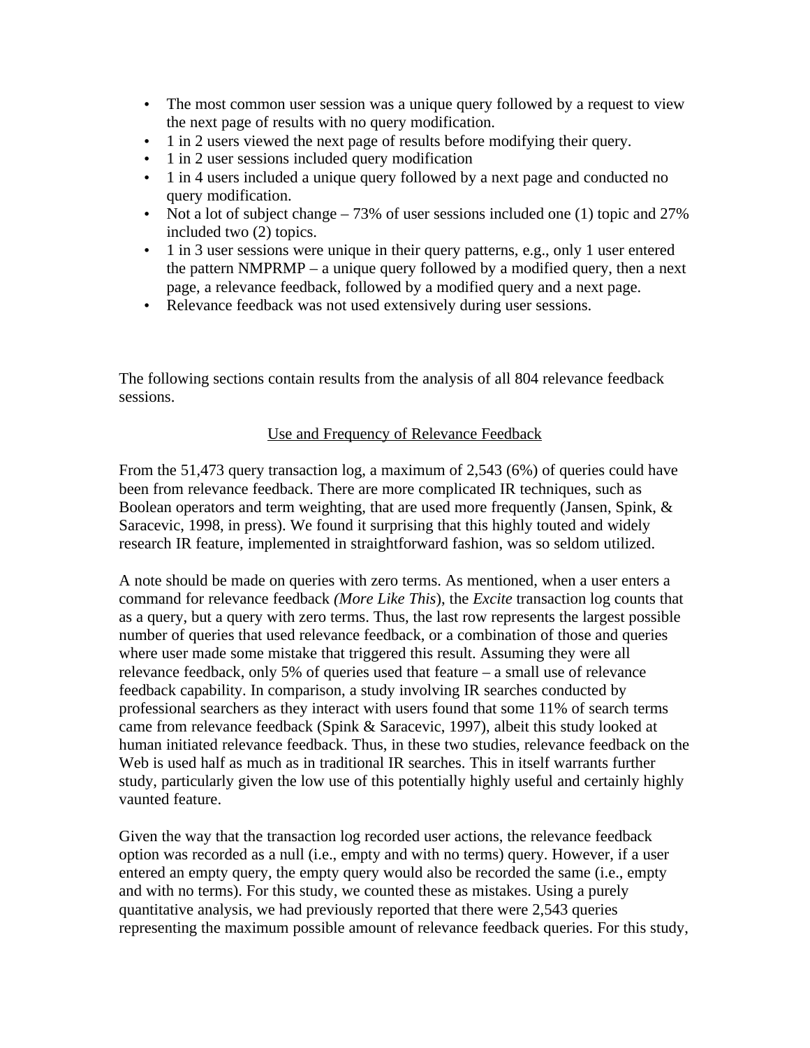- The most common user session was a unique query followed by a request to view the next page of results with no query modification.
- 1 in 2 users viewed the next page of results before modifying their query.
- 1 in 2 user sessions included query modification
- 1 in 4 users included a unique query followed by a next page and conducted no query modification.
- Not a lot of subject change – 73% of user sessions included one (1) topic and 27% included two (2) topics.
- 1 in 3 user sessions were unique in their query patterns, e.g., only 1 user entered the pattern NMPRMP – a unique query followed by a modified query, then a next page, a relevance feedback, followed by a modified query and a next page.
- Relevance feedback was not used extensively during user sessions.

The following sections contain results from the analysis of all 804 relevance feedback sessions.

## Use and Frequency of Relevance Feedback

From the 51,473 query transaction log, a maximum of 2,543 (6%) of queries could have been from relevance feedback. There are more complicated IR techniques, such as Boolean operators and term weighting, that are used more frequently (Jansen, Spink, & Saracevic, 1998, in press). We found it surprising that this highly touted and widely research IR feature, implemented in straightforward fashion, was so seldom utilized.

A note should be made on queries with zero terms. As mentioned, when a user enters a command for relevance feedback *(More Like This*), the *Excite* transaction log counts that as a query, but a query with zero terms. Thus, the last row represents the largest possible number of queries that used relevance feedback, or a combination of those and queries where user made some mistake that triggered this result. Assuming they were all relevance feedback, only 5% of queries used that feature – a small use of relevance feedback capability. In comparison, a study involving IR searches conducted by professional searchers as they interact with users found that some 11% of search terms came from relevance feedback (Spink & Saracevic, 1997), albeit this study looked at human initiated relevance feedback. Thus, in these two studies, relevance feedback on the Web is used half as much as in traditional IR searches. This in itself warrants further study, particularly given the low use of this potentially highly useful and certainly highly vaunted feature.

Given the way that the transaction log recorded user actions, the relevance feedback option was recorded as a null (i.e., empty and with no terms) query. However, if a user entered an empty query, the empty query would also be recorded the same (i.e., empty and with no terms). For this study, we counted these as mistakes. Using a purely quantitative analysis, we had previously reported that there were 2,543 queries representing the maximum possible amount of relevance feedback queries. For this study,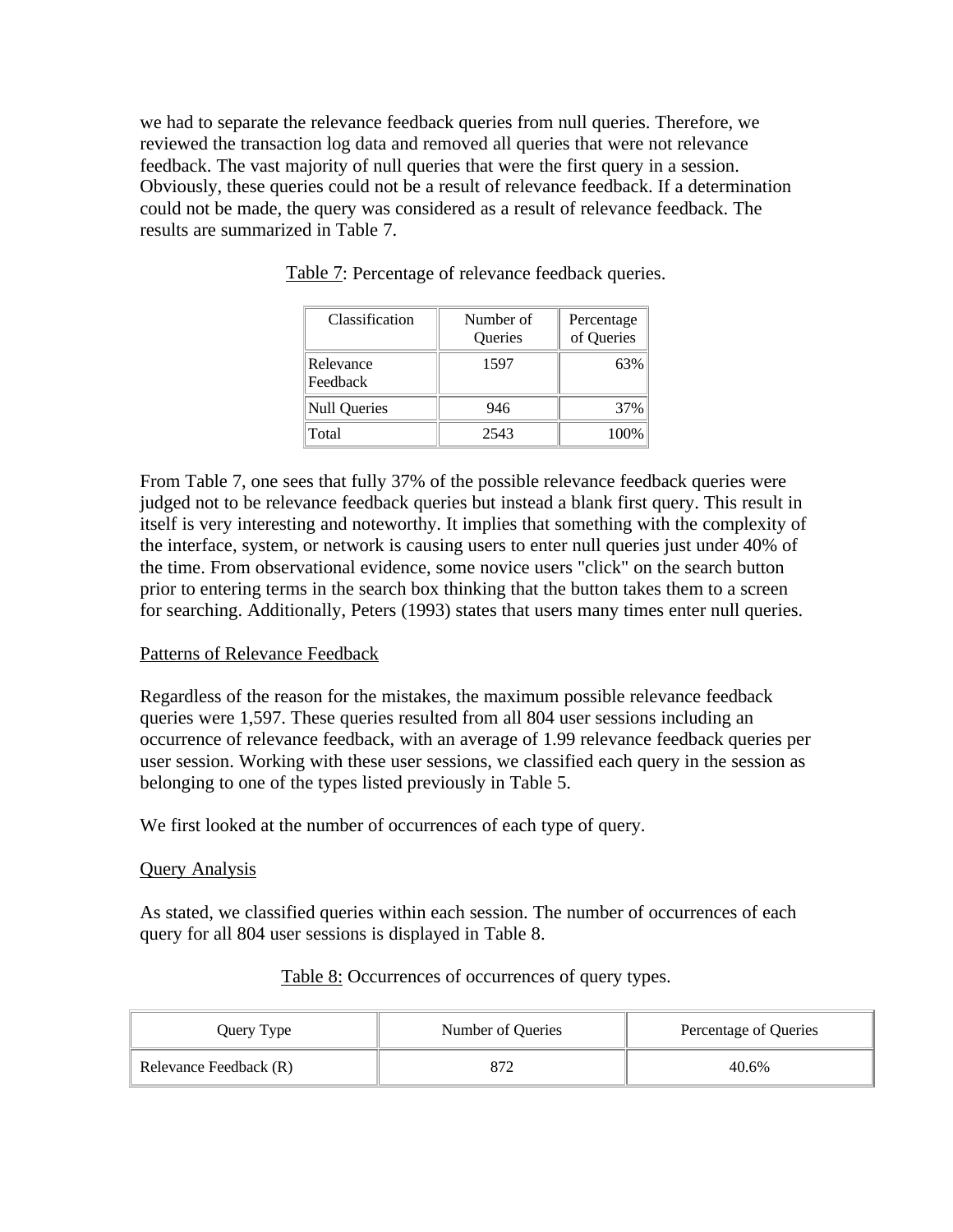we had to separate the relevance feedback queries from null queries. Therefore, we reviewed the transaction log data and removed all queries that were not relevance feedback. The vast majority of null queries that were the first query in a session. Obviously, these queries could not be a result of relevance feedback. If a determination could not be made, the query was considered as a result of relevance feedback. The results are summarized in Table 7.

Table 7: Percentage of relevance feedback queries.

| Classification | Number of Queries | Percentage of Queries |
|---|---|---|
| Relevance Feedback | 1597 | 63% |
| Null Queries | 946 | 37% |
| Total | 2543 | 100% |

From Table 7, one sees that fully 37% of the possible relevance feedback queries were judged not to be relevance feedback queries but instead a blank first query. This result in itself is very interesting and noteworthy. It implies that something with the complexity of the interface, system, or network is causing users to enter null queries just under 40% of the time. From observational evidence, some novice users "click" on the search button prior to entering terms in the search box thinking that the button takes them to a screen for searching. Additionally, Peters (1993) states that users many times enter null queries.

## Patterns of Relevance Feedback

Regardless of the reason for the mistakes, the maximum possible relevance feedback queries were 1,597. These queries resulted from all 804 user sessions including an occurrence of relevance feedback, with an average of 1.99 relevance feedback queries per user session. Working with these user sessions, we classified each query in the session as belonging to one of the types listed previously in Table 5.

We first looked at the number of occurrences of each type of query.

## Query Analysis

As stated, we classified queries within each session. The number of occurrences of each query for all 804 user sessions is displayed in Table 8.

Table 8: Occurrences of occurrences of query types.

| Query Type | Number of Queries | Percentage of Queries |
|---|---|---|
| Relevance Feedback (R) | 872 | 40.6% |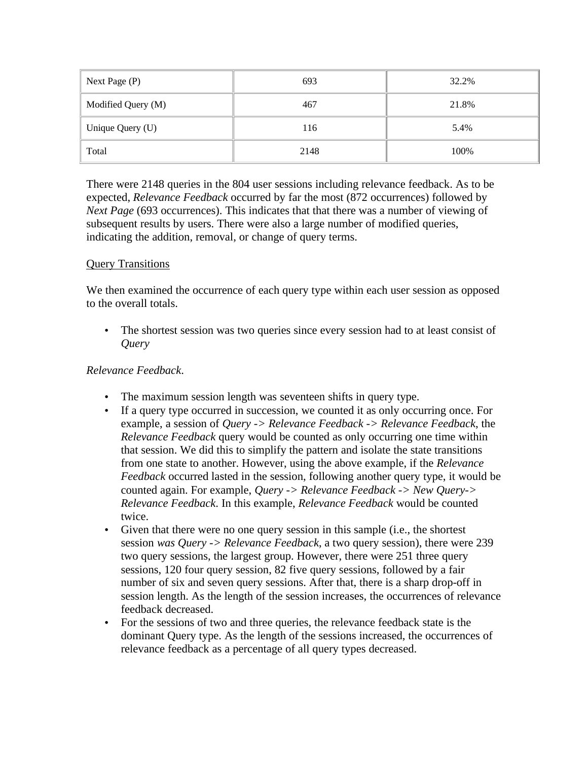| Next Page (P) | 693 | 32.2% |
|---|---|---|
| Modified Query (M) | 467 | 21.8% |
| Unique Query (U) | 116 | 5.4% |
| Total | 2148 | 100% |

There were 2148 queries in the 804 user sessions including relevance feedback. As to be expected, *Relevance Feedback* occurred by far the most (872 occurrences) followed by *Next Page* (693 occurrences). This indicates that that there was a number of viewing of subsequent results by users. There were also a large number of modified queries, indicating the addition, removal, or change of query terms.

<u>Query Transitions</u>

We then examined the occurrence of each query type within each user session as opposed to the overall totals.

- The shortest session was two queries since every session had to at least consist of *Query*

*Relevance Feedback*.

- The maximum session length was seventeen shifts in query type.
- If a query type occurred in succession, we counted it as only occurring once. For example, a session of *Query -> Relevance Feedback -> Relevance Feedback*, the *Relevance Feedback* query would be counted as only occurring one time within that session. We did this to simplify the pattern and isolate the state transitions from one state to another. However, using the above example, if the *Relevance Feedback* occurred lasted in the session, following another query type, it would be counted again. For example, *Query -> Relevance Feedback -> New Query-> Relevance Feedback*. In this example, *Relevance Feedback* would be counted twice.
- Given that there were no one query session in this sample (i.e., the shortest session *was Query -> Relevance Feedback*, a two query session), there were 239 two query sessions, the largest group. However, there were 251 three query sessions, 120 four query session, 82 five query sessions, followed by a fair number of six and seven query sessions. After that, there is a sharp drop-off in session length. As the length of the session increases, the occurrences of relevance feedback decreased.
- For the sessions of two and three queries, the relevance feedback state is the dominant Query type. As the length of the sessions increased, the occurrences of relevance feedback as a percentage of all query types decreased.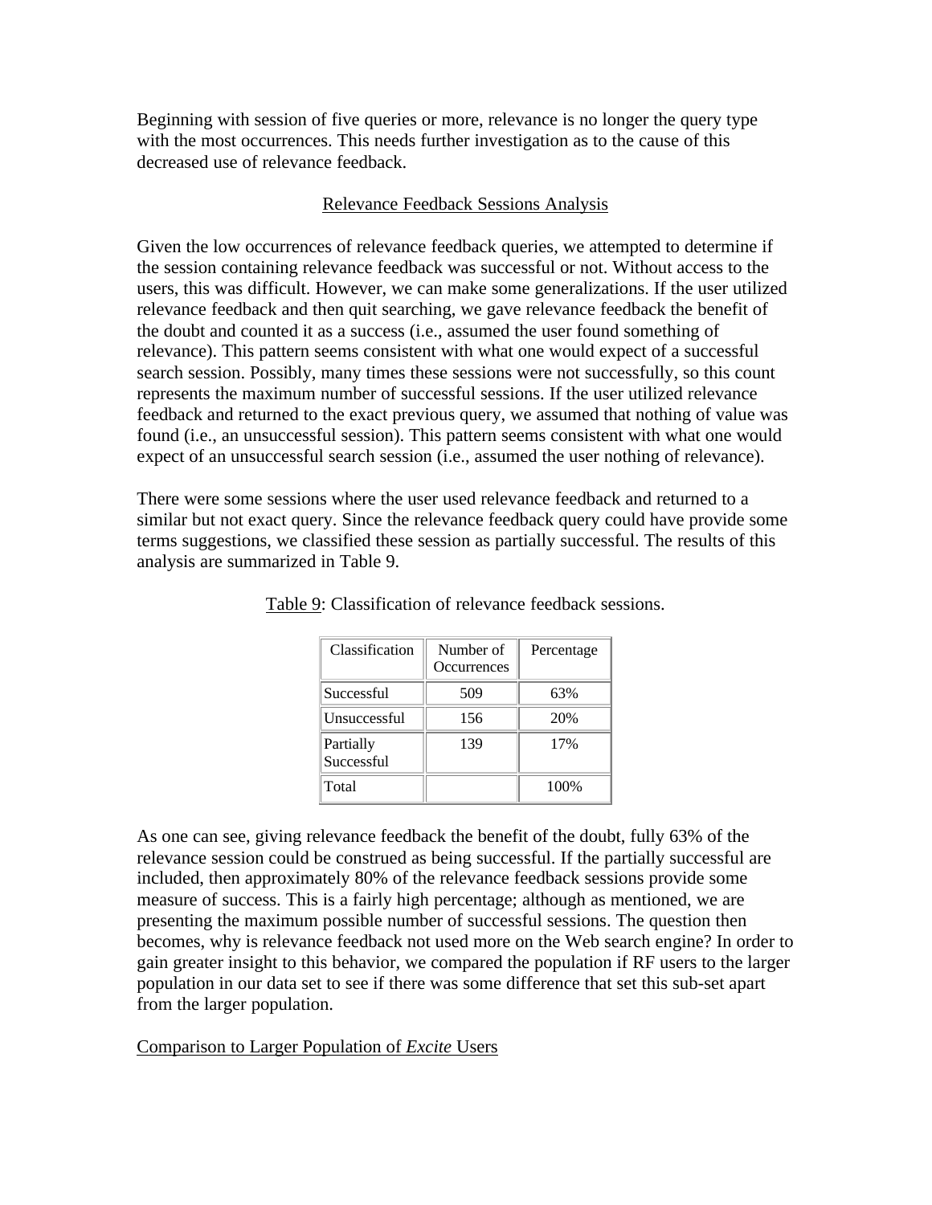Beginning with session of five queries or more, relevance is no longer the query type with the most occurrences. This needs further investigation as to the cause of this decreased use of relevance feedback.

## Relevance Feedback Sessions Analysis

Given the low occurrences of relevance feedback queries, we attempted to determine if the session containing relevance feedback was successful or not. Without access to the users, this was difficult. However, we can make some generalizations. If the user utilized relevance feedback and then quit searching, we gave relevance feedback the benefit of the doubt and counted it as a success (i.e., assumed the user found something of relevance). This pattern seems consistent with what one would expect of a successful search session. Possibly, many times these sessions were not successfully, so this count represents the maximum number of successful sessions. If the user utilized relevance feedback and returned to the exact previous query, we assumed that nothing of value was found (i.e., an unsuccessful session). This pattern seems consistent with what one would expect of an unsuccessful search session (i.e., assumed the user nothing of relevance).

There were some sessions where the user used relevance feedback and returned to a similar but not exact query. Since the relevance feedback query could have provide some terms suggestions, we classified these session as partially successful. The results of this analysis are summarized in Table 9.

Table 9: Classification of relevance feedback sessions.

| Classification | Number of Occurrences | Percentage |
|---|---|---|
| Successful | 509 | 63% |
| Unsuccessful | 156 | 20% |
| Partially Successful | 139 | 17% |
| Total | | 100% |

As one can see, giving relevance feedback the benefit of the doubt, fully 63% of the relevance session could be construed as being successful. If the partially successful are included, then approximately 80% of the relevance feedback sessions provide some measure of success. This is a fairly high percentage; although as mentioned, we are presenting the maximum possible number of successful sessions. The question then becomes, why is relevance feedback not used more on the Web search engine? In order to gain greater insight to this behavior, we compared the population if RF users to the larger population in our data set to see if there was some difference that set this sub-set apart from the larger population.

## Comparison to Larger Population of *Excite* Users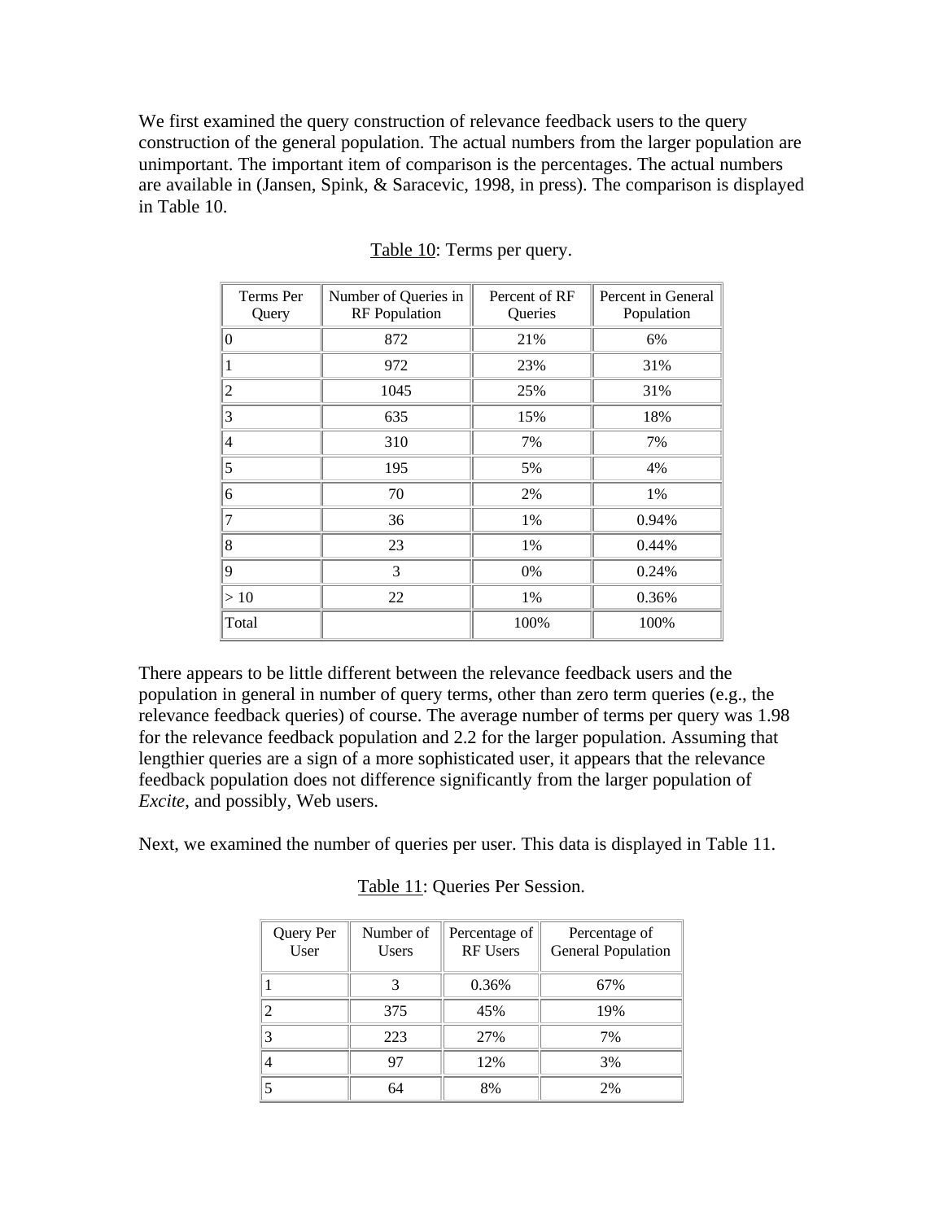We first examined the query construction of relevance feedback users to the query construction of the general population. The actual numbers from the larger population are unimportant. The important item of comparison is the percentages. The actual numbers are available in (Jansen, Spink, & Saracevic, 1998, in press). The comparison is displayed in Table 10.

Table 10: Terms per query.

| Terms Per Query | Number of Queries in RF Population | Percent of RF Queries | Percent in General Population |
|---|---|---|---|
| 0 | 872 | 21% | 6% |
| 1 | 972 | 23% | 31% |
| 2 | 1045 | 25% | 31% |
| 3 | 635 | 15% | 18% |
| 4 | 310 | 7% | 7% |
| 5 | 195 | 5% | 4% |
| 6 | 70 | 2% | 1% |
| 7 | 36 | 1% | 0.94% |
| 8 | 23 | 1% | 0.44% |
| 9 | 3 | 0% | 0.24% |
| > 10 | 22 | 1% | 0.36% |
| Total | | 100% | 100% |

There appears to be little different between the relevance feedback users and the population in general in number of query terms, other than zero term queries (e.g., the relevance feedback queries) of course. The average number of terms per query was 1.98 for the relevance feedback population and 2.2 for the larger population. Assuming that lengthier queries are a sign of a more sophisticated user, it appears that the relevance feedback population does not difference significantly from the larger population of *Excite*, and possibly, Web users.

Next, we examined the number of queries per user. This data is displayed in Table 11.

Table 11: Queries Per Session.

| Query Per User | Number of Users | Percentage of RF Users | Percentage of General Population |
|---|---|---|---|
| 1 | 3 | 0.36% | 67% |
| 2 | 375 | 45% | 19% |
| 3 | 223 | 27% | 7% |
| 4 | 97 | 12% | 3% |
| 5 | 64 | 8% | 2% |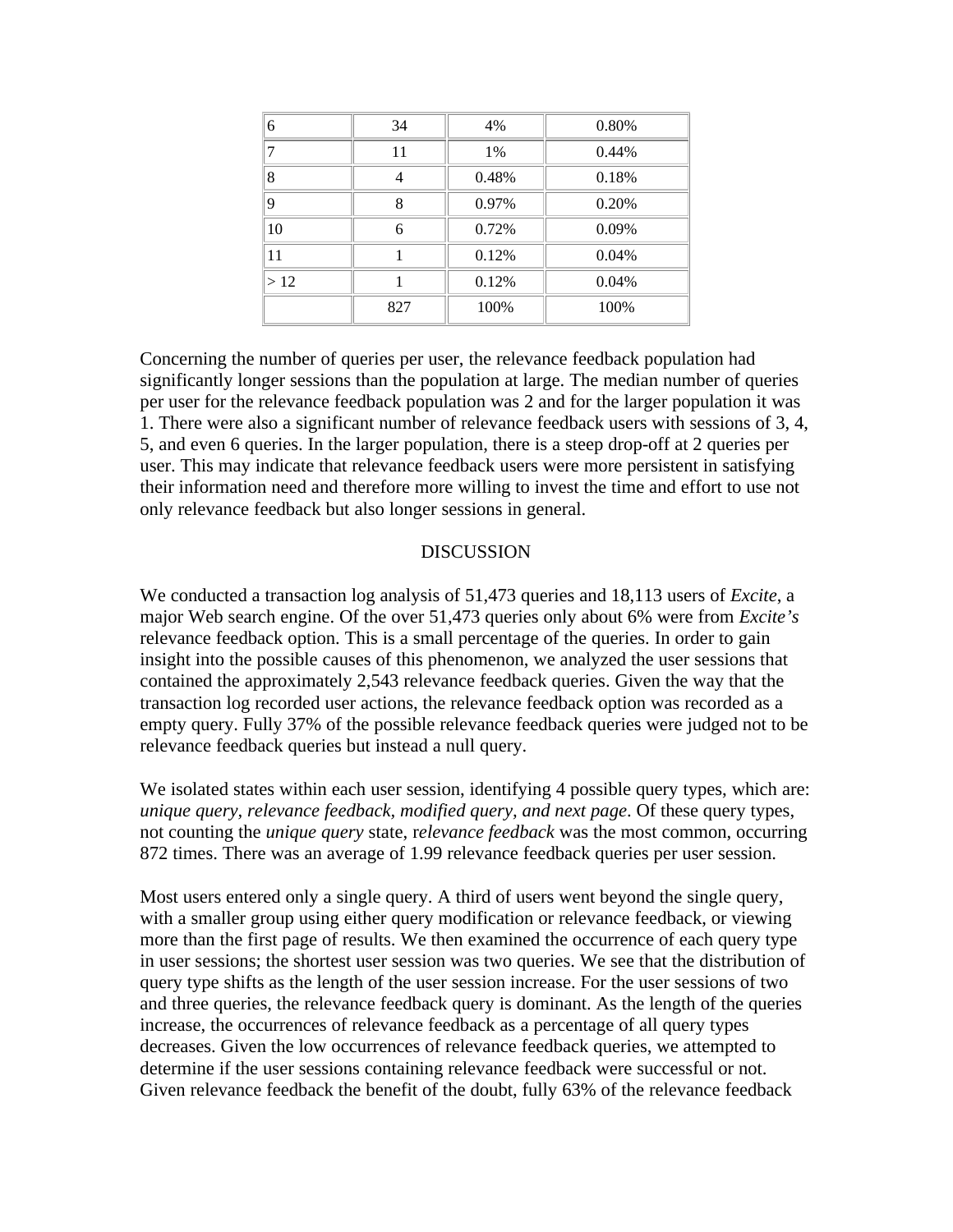| | | | |
|---|---|---|---|
| 6 | 34 | 4% | 0.80% |
| 7 | 11 | 1% | 0.44% |
| 8 | 4 | 0.48% | 0.18% |
| 9 | 8 | 0.97% | 0.20% |
| 10 | 6 | 0.72% | 0.09% |
| 11 | 1 | 0.12% | 0.04% |
| > 12 | 1 | 0.12% | 0.04% |
| | 827 | 100% | 100% |

Concerning the number of queries per user, the relevance feedback population had significantly longer sessions than the population at large. The median number of queries per user for the relevance feedback population was 2 and for the larger population it was 1. There were also a significant number of relevance feedback users with sessions of 3, 4, 5, and even 6 queries. In the larger population, there is a steep drop-off at 2 queries per user. This may indicate that relevance feedback users were more persistent in satisfying their information need and therefore more willing to invest the time and effort to use not only relevance feedback but also longer sessions in general.

## DISCUSSION

We conducted a transaction log analysis of 51,473 queries and 18,113 users of *Excite*, a major Web search engine. Of the over 51,473 queries only about 6% were from *Excite's* relevance feedback option. This is a small percentage of the queries. In order to gain insight into the possible causes of this phenomenon, we analyzed the user sessions that contained the approximately 2,543 relevance feedback queries. Given the way that the transaction log recorded user actions, the relevance feedback option was recorded as a empty query. Fully 37% of the possible relevance feedback queries were judged not to be relevance feedback queries but instead a null query.

We isolated states within each user session, identifying 4 possible query types, which are: *unique query, relevance feedback, modified query, and next page*. Of these query types, not counting the *unique query* state, *relevance feedback* was the most common, occurring 872 times. There was an average of 1.99 relevance feedback queries per user session.

Most users entered only a single query. A third of users went beyond the single query, with a smaller group using either query modification or relevance feedback, or viewing more than the first page of results. We then examined the occurrence of each query type in user sessions; the shortest user session was two queries. We see that the distribution of query type shifts as the length of the user session increase. For the user sessions of two and three queries, the relevance feedback query is dominant. As the length of the queries increase, the occurrences of relevance feedback as a percentage of all query types decreases. Given the low occurrences of relevance feedback queries, we attempted to determine if the user sessions containing relevance feedback were successful or not. Given relevance feedback the benefit of the doubt, fully 63% of the relevance feedback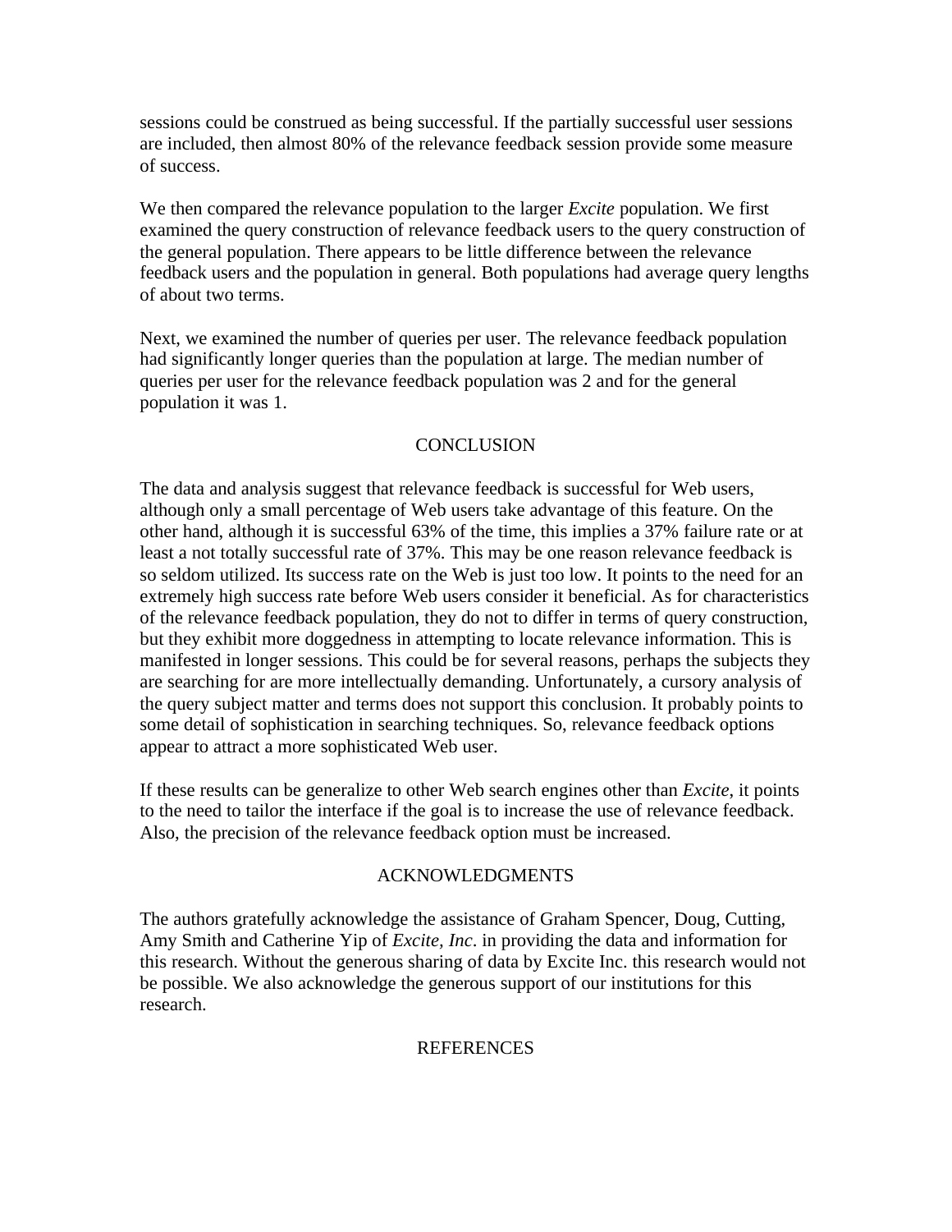sessions could be construed as being successful. If the partially successful user sessions are included, then almost 80% of the relevance feedback session provide some measure of success.

We then compared the relevance population to the larger *Excite* population. We first examined the query construction of relevance feedback users to the query construction of the general population. There appears to be little difference between the relevance feedback users and the population in general. Both populations had average query lengths of about two terms.

Next, we examined the number of queries per user. The relevance feedback population had significantly longer queries than the population at large. The median number of queries per user for the relevance feedback population was 2 and for the general population it was 1.

## CONCLUSION

The data and analysis suggest that relevance feedback is successful for Web users, although only a small percentage of Web users take advantage of this feature. On the other hand, although it is successful 63% of the time, this implies a 37% failure rate or at least a not totally successful rate of 37%. This may be one reason relevance feedback is so seldom utilized. Its success rate on the Web is just too low. It points to the need for an extremely high success rate before Web users consider it beneficial. As for characteristics of the relevance feedback population, they do not to differ in terms of query construction, but they exhibit more doggedness in attempting to locate relevance information. This is manifested in longer sessions. This could be for several reasons, perhaps the subjects they are searching for are more intellectually demanding. Unfortunately, a cursory analysis of the query subject matter and terms does not support this conclusion. It probably points to some detail of sophistication in searching techniques. So, relevance feedback options appear to attract a more sophisticated Web user.

If these results can be generalize to other Web search engines other than *Excite*, it points to the need to tailor the interface if the goal is to increase the use of relevance feedback. Also, the precision of the relevance feedback option must be increased.

## ACKNOWLEDGMENTS

The authors gratefully acknowledge the assistance of Graham Spencer, Doug, Cutting, Amy Smith and Catherine Yip of *Excite, Inc*. in providing the data and information for this research. Without the generous sharing of data by Excite Inc. this research would not be possible. We also acknowledge the generous support of our institutions for this research.

## REFERENCES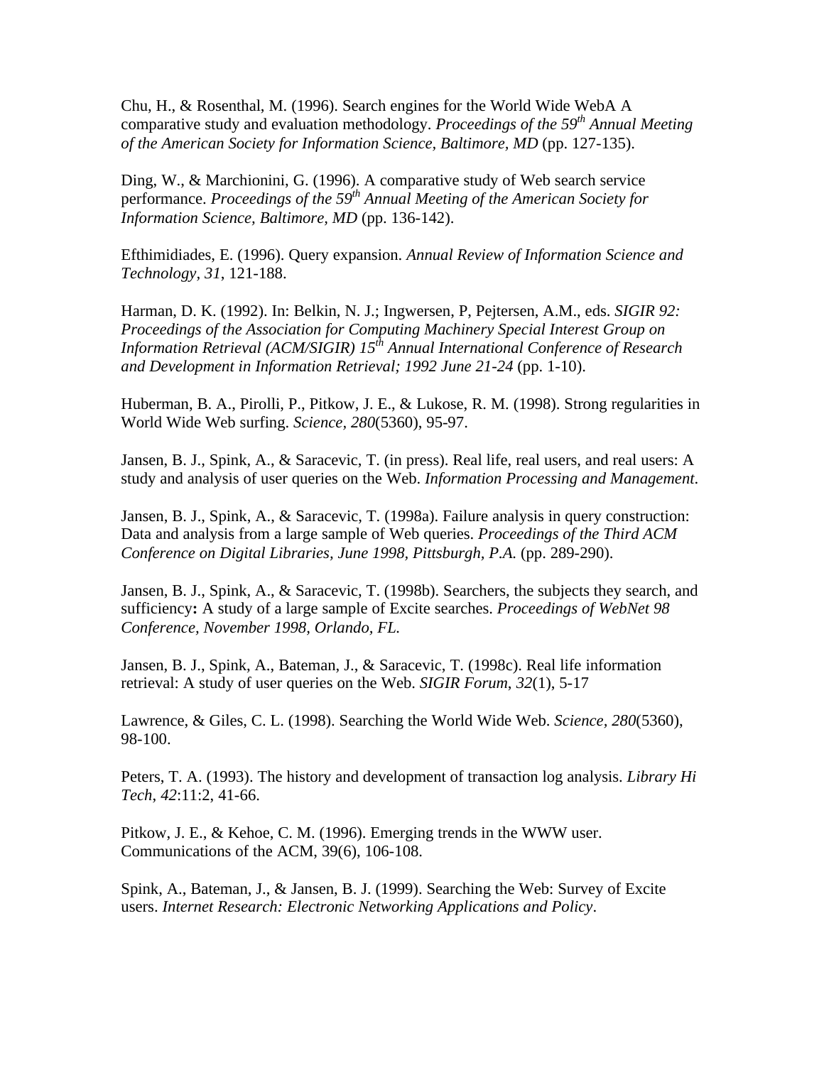Chu, H., & Rosenthal, M. (1996). Search engines for the World Wide WebA A comparative study and evaluation methodology. *Proceedings of the 59th Annual Meeting of the American Society for Information Science, Baltimore, MD* (pp. 127-135).

Ding, W., & Marchionini, G. (1996). A comparative study of Web search service performance. *Proceedings of the 59th Annual Meeting of the American Society for Information Science, Baltimore, MD* (pp. 136-142).

Efthimidiades, E. (1996). Query expansion. *Annual Review of Information Science and Technology, 31*, 121-188.

Harman, D. K. (1992). In: Belkin, N. J.; Ingwersen, P, Pejtersen, A.M., eds. *SIGIR 92: Proceedings of the Association for Computing Machinery Special Interest Group on Information Retrieval (ACM/SIGIR) 15th Annual International Conference of Research and Development in Information Retrieval; 1992 June 21-24* (pp. 1-10).

Huberman, B. A., Pirolli, P., Pitkow, J. E., & Lukose, R. M. (1998). Strong regularities in World Wide Web surfing. *Science, 280*(5360), 95-97.

Jansen, B. J., Spink, A., & Saracevic, T. (in press). Real life, real users, and real users: A study and analysis of user queries on the Web. *Information Processing and Management*.

Jansen, B. J., Spink, A., & Saracevic, T. (1998a). Failure analysis in query construction: Data and analysis from a large sample of Web queries. *Proceedings of the Third ACM Conference on Digital Libraries, June 1998, Pittsburgh, P.A.* (pp. 289-290).

Jansen, B. J., Spink, A., & Saracevic, T. (1998b). Searchers, the subjects they search, and sufficiency**:** A study of a large sample of Excite searches. *Proceedings of WebNet 98 Conference, November 1998, Orlando, FL.*

Jansen, B. J., Spink, A., Bateman, J., & Saracevic, T. (1998c). Real life information retrieval: A study of user queries on the Web. *SIGIR Forum*, *32*(1), 5-17

Lawrence, & Giles, C. L. (1998). Searching the World Wide Web. *Science, 280*(5360), 98-100.

Peters, T. A. (1993). The history and development of transaction log analysis. *Library Hi Tech*, *42*:11:2, 41-66.

Pitkow, J. E., & Kehoe, C. M. (1996). Emerging trends in the WWW user. Communications of the ACM, 39(6), 106-108.

Spink, A., Bateman, J., & Jansen, B. J. (1999). Searching the Web: Survey of Excite users. *Internet Research: Electronic Networking Applications and Policy*.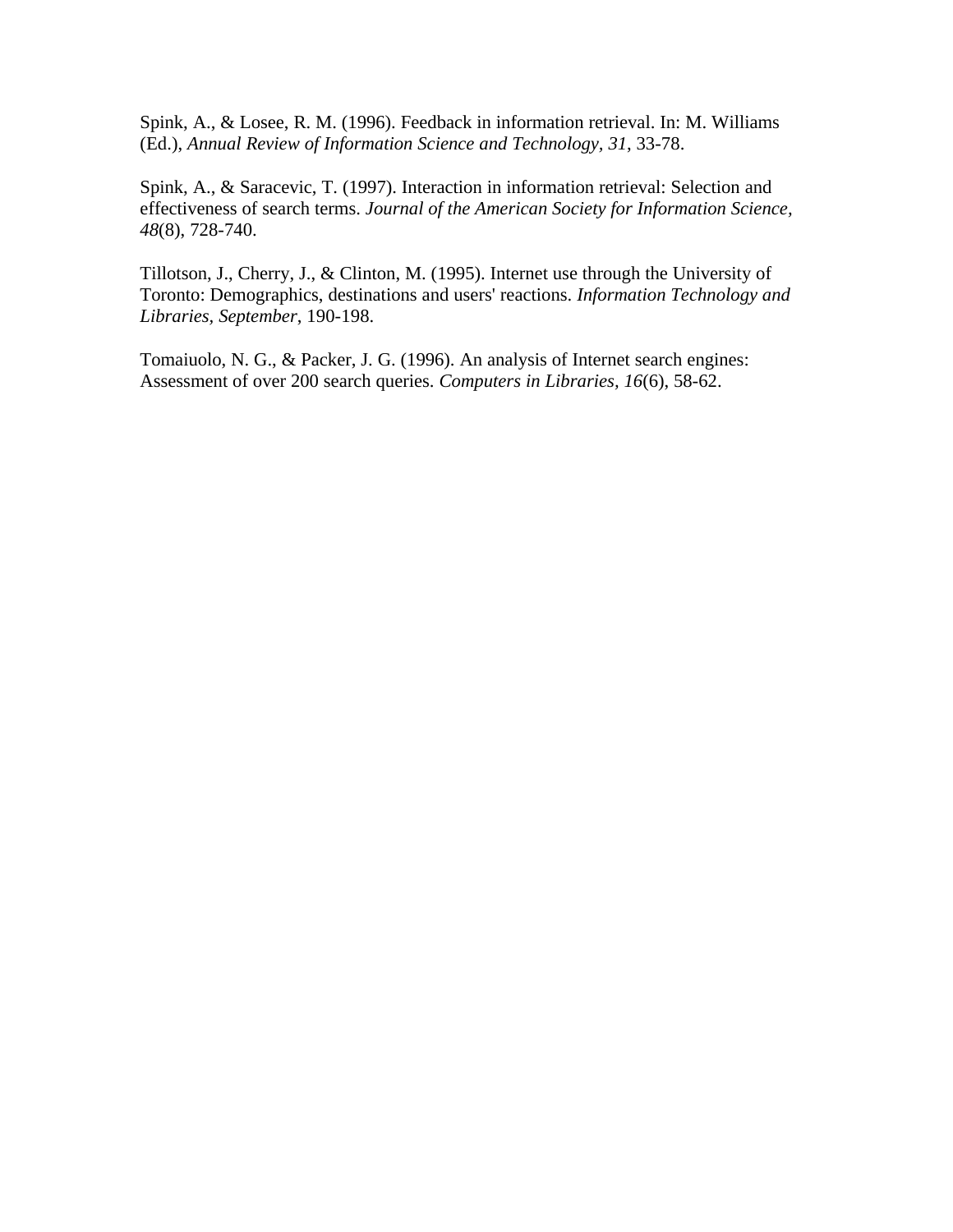Spink, A., & Losee, R. M. (1996). Feedback in information retrieval. In: M. Williams (Ed.), *Annual Review of Information Science and Technology, 31*, 33-78.

Spink, A., & Saracevic, T. (1997). Interaction in information retrieval: Selection and effectiveness of search terms. *Journal of the American Society for Information Science, 48*(8), 728-740.

Tillotson, J., Cherry, J., & Clinton, M. (1995). Internet use through the University of Toronto: Demographics, destinations and users' reactions. *Information Technology and Libraries, September*, 190-198.

Tomaiuolo, N. G., & Packer, J. G. (1996). An analysis of Internet search engines: Assessment of over 200 search queries. *Computers in Libraries, 16*(6), 58-62.